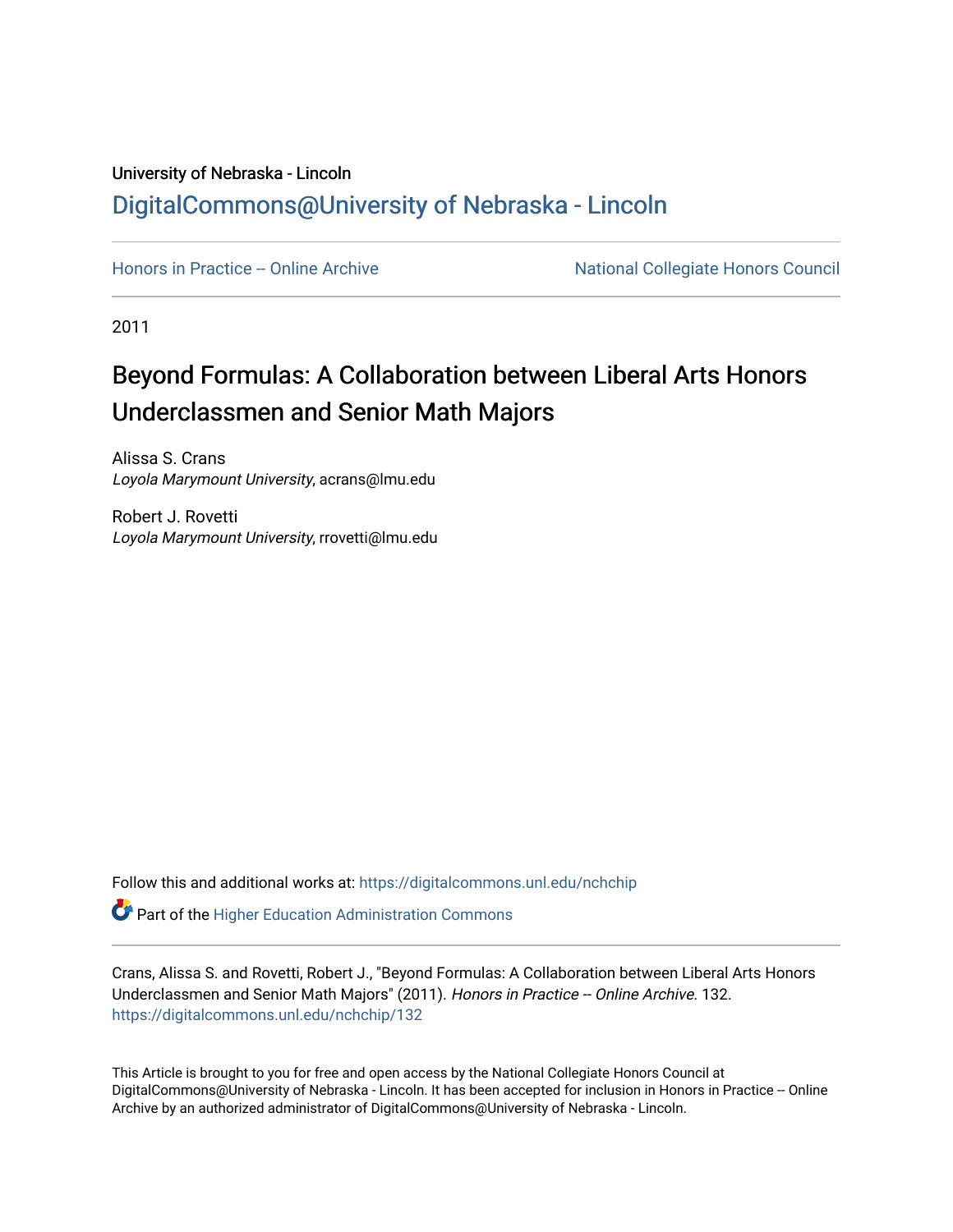University of Nebraska - Lincoln

## DigitalCommons@University of Nebraska - Lincoln

Honors in Practice -- Online Archive

National Collegiate Honors Council

2011

# Beyond Formulas: A Collaboration between Liberal Arts Honors Underclassmen and Senior Math Majors

Alissa S. Crans
*Loyola Marymount University*, acrans@lmu.edu

Robert J. Rovetti
*Loyola Marymount University*, rrovetti@lmu.edu

Follow this and additional works at: https://digitalcommons.unl.edu/nchchip

Part of the Higher Education Administration Commons

Crans, Alissa S. and Rovetti, Robert J., "Beyond Formulas: A Collaboration between Liberal Arts Honors Underclassmen and Senior Math Majors" (2011). *Honors in Practice -- Online Archive*. 132.
https://digitalcommons.unl.edu/nchchip/132

This Article is brought to you for free and open access by the National Collegiate Honors Council at DigitalCommons@University of Nebraska - Lincoln. It has been accepted for inclusion in Honors in Practice -- Online Archive by an authorized administrator of DigitalCommons@University of Nebraska - Lincoln.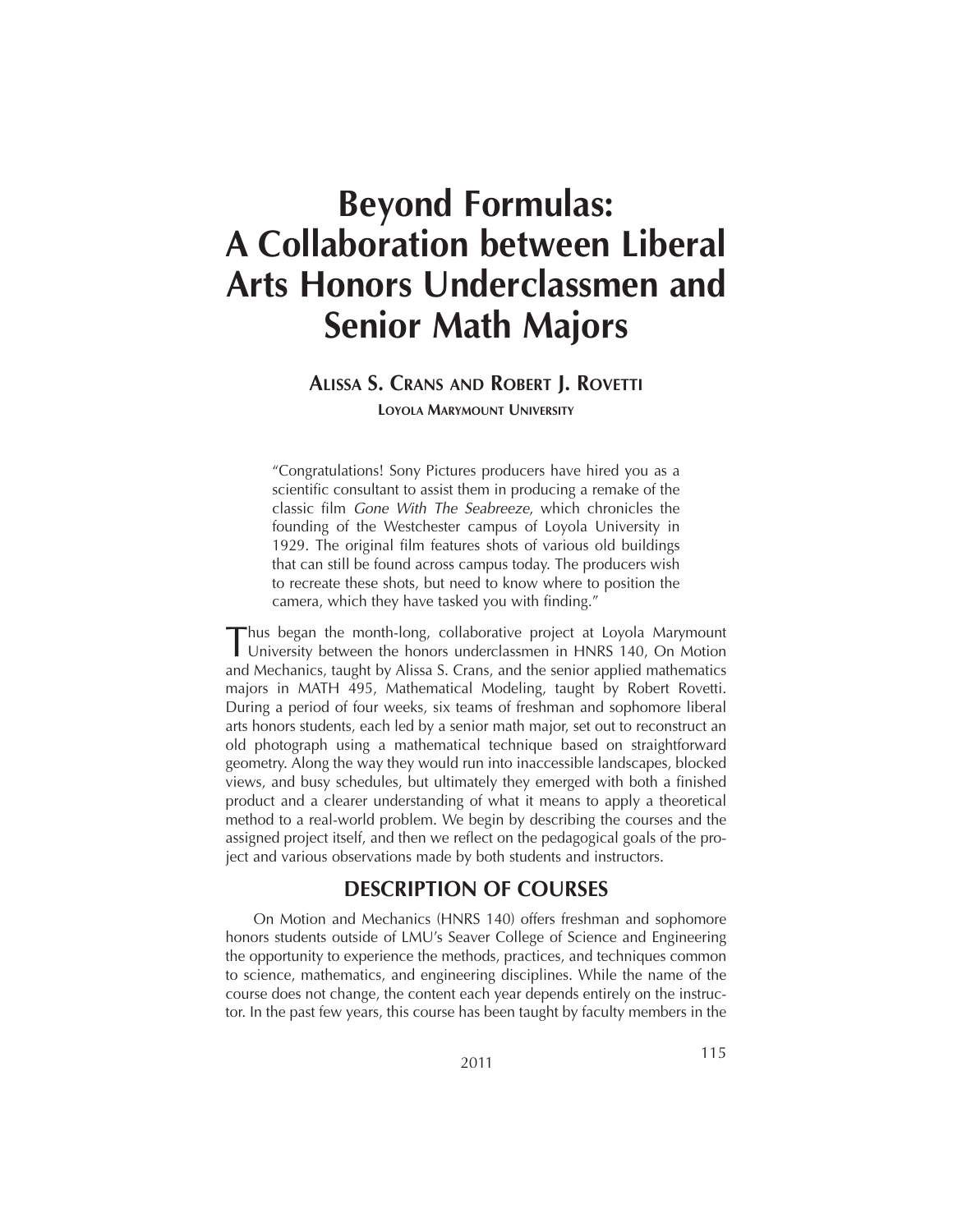# Beyond Formulas: A Collaboration between Liberal Arts Honors Underclassmen and Senior Math Majors

**Alissa S. Crans and Robert J. Rovetti**

**Loyola Marymount University**

> "Congratulations! Sony Pictures producers have hired you as a scientific consultant to assist them in producing a remake of the classic film *Gone With The Seabreeze*, which chronicles the founding of the Westchester campus of Loyola University in 1929. The original film features shots of various old buildings that can still be found across campus today. The producers wish to recreate these shots, but need to know where to position the camera, which they have tasked you with finding."

Thus began the month-long, collaborative project at Loyola Marymount University between the honors underclassmen in HNRS 140, On Motion and Mechanics, taught by Alissa S. Crans, and the senior applied mathematics majors in MATH 495, Mathematical Modeling, taught by Robert Rovetti. During a period of four weeks, six teams of freshman and sophomore liberal arts honors students, each led by a senior math major, set out to reconstruct an old photograph using a mathematical technique based on straightforward geometry. Along the way they would run into inaccessible landscapes, blocked views, and busy schedules, but ultimately they emerged with both a finished product and a clearer understanding of what it means to apply a theoretical method to a real-world problem. We begin by describing the courses and the assigned project itself, and then we reflect on the pedagogical goals of the project and various observations made by both students and instructors.

## DESCRIPTION OF COURSES

On Motion and Mechanics (HNRS 140) offers freshman and sophomore honors students outside of LMU's Seaver College of Science and Engineering the opportunity to experience the methods, practices, and techniques common to science, mathematics, and engineering disciplines. While the name of the course does not change, the content each year depends entirely on the instructor. In the past few years, this course has been taught by faculty members in the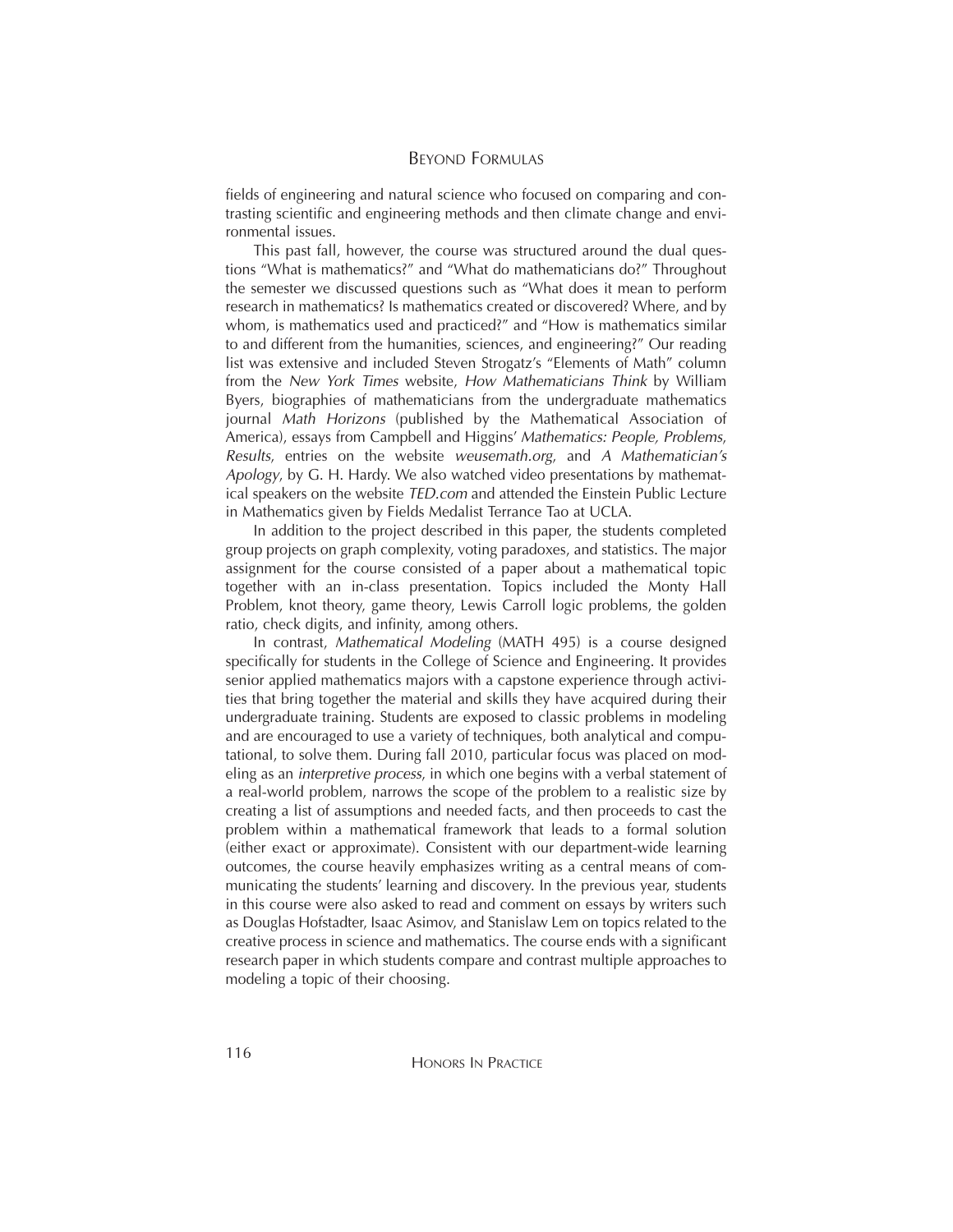fields of engineering and natural science who focused on comparing and contrasting scientific and engineering methods and then climate change and environmental issues.

This past fall, however, the course was structured around the dual questions "What is mathematics?" and "What do mathematicians do?" Throughout the semester we discussed questions such as "What does it mean to perform research in mathematics? Is mathematics created or discovered? Where, and by whom, is mathematics used and practiced?" and "How is mathematics similar to and different from the humanities, sciences, and engineering?" Our reading list was extensive and included Steven Strogatz's "Elements of Math" column from the *New York Times* website, *How Mathematicians Think* by William Byers, biographies of mathematicians from the undergraduate mathematics journal *Math Horizons* (published by the Mathematical Association of America), essays from Campbell and Higgins' *Mathematics: People, Problems, Results*, entries on the website *weusemath.org*, and *A Mathematician's Apology*, by G. H. Hardy. We also watched video presentations by mathematical speakers on the website *TED.com* and attended the Einstein Public Lecture in Mathematics given by Fields Medalist Terrance Tao at UCLA.

In addition to the project described in this paper, the students completed group projects on graph complexity, voting paradoxes, and statistics. The major assignment for the course consisted of a paper about a mathematical topic together with an in-class presentation. Topics included the Monty Hall Problem, knot theory, game theory, Lewis Carroll logic problems, the golden ratio, check digits, and infinity, among others.

In contrast, *Mathematical Modeling* (MATH 495) is a course designed specifically for students in the College of Science and Engineering. It provides senior applied mathematics majors with a capstone experience through activities that bring together the material and skills they have acquired during their undergraduate training. Students are exposed to classic problems in modeling and are encouraged to use a variety of techniques, both analytical and computational, to solve them. During fall 2010, particular focus was placed on modeling as an *interpretive process*, in which one begins with a verbal statement of a real-world problem, narrows the scope of the problem to a realistic size by creating a list of assumptions and needed facts, and then proceeds to cast the problem within a mathematical framework that leads to a formal solution (either exact or approximate). Consistent with our department-wide learning outcomes, the course heavily emphasizes writing as a central means of communicating the students' learning and discovery. In the previous year, students in this course were also asked to read and comment on essays by writers such as Douglas Hofstadter, Isaac Asimov, and Stanislaw Lem on topics related to the creative process in science and mathematics. The course ends with a significant research paper in which students compare and contrast multiple approaches to modeling a topic of their choosing.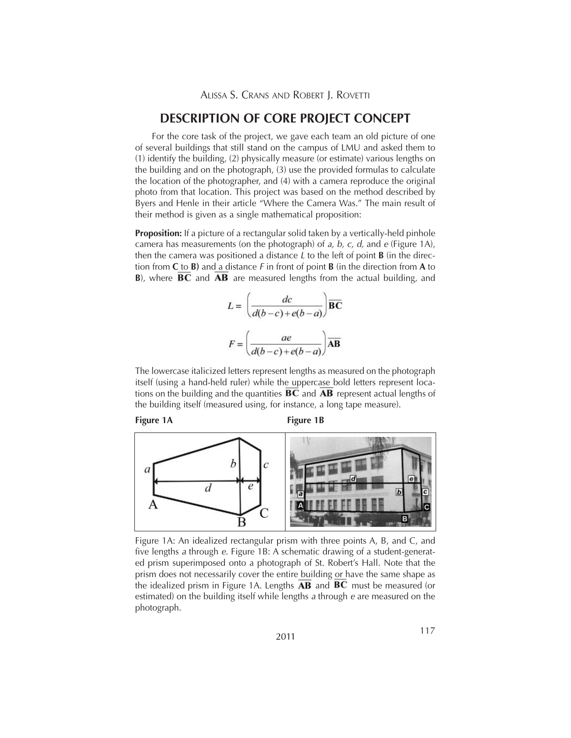## DESCRIPTION OF CORE PROJECT CONCEPT

For the core task of the project, we gave each team an old picture of one of several buildings that still stand on the campus of LMU and asked them to (1) identify the building, (2) physically measure (or estimate) various lengths on the building and on the photograph, (3) use the provided formulas to calculate the location of the photographer, and (4) with a camera reproduce the original photo from that location. This project was based on the method described by Byers and Henle in their article "Where the Camera Was." The main result of their method is given as a single mathematical proposition:

**Proposition:** If a picture of a rectangular solid taken by a vertically-held pinhole camera has measurements (on the photograph) of *a, b, c, d,* and *e* (Figure 1A), then the camera was positioned a distance $L$ to the left of point **B** (in the direction from **C** to **B**) and a distance $F$ in front of point **B** (in the direction from **A** to **B**), where $\overline{\mathbf{BC}}$ and $\overline{\mathbf{AB}}$ are measured lengths from the actual building, and

$$L = \left(\frac{dc}{d(b-c)+e(b-a)}\right)\overline{\mathbf{BC}}$$

$$F = \left(\frac{ae}{d(b-c)+e(b-a)}\right)\overline{\mathbf{AB}}$$

The lowercase italicized letters represent lengths as measured on the photograph itself (using a hand-held ruler) while the uppercase bold letters represent locations on the building and the quantities $\overline{\mathbf{BC}}$ and $\overline{\mathbf{AB}}$ represent actual lengths of the building itself (measured using, for instance, a long tape measure).

**Figure 1A** **Figure 1B**

Figure 1A: An idealized rectangular prism with three points A, B, and C, and five lengths *a* through *e*. Figure 1B: A schematic drawing of a student-generated prism superimposed onto a photograph of St. Robert's Hall. Note that the prism does not necessarily cover the entire building or have the same shape as the idealized prism in Figure 1A. Lengths $\overline{\mathbf{AB}}$ and $\overline{\mathbf{BC}}$ must be measured (or estimated) on the building itself while lengths *a* through *e* are measured on the photograph.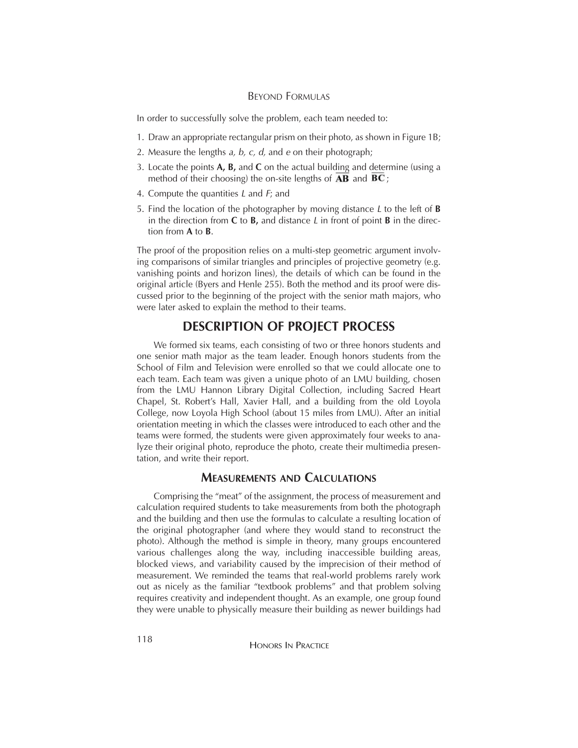In order to successfully solve the problem, each team needed to:

1. Draw an appropriate rectangular prism on their photo, as shown in Figure 1B;
2. Measure the lengths *a, b, c, d,* and *e* on their photograph;
3. Locate the points **A, B,** and **C** on the actual building and determine (using a method of their choosing) the on-site lengths of $\overline{\mathbf{AB}}$ and $\overline{\mathbf{BC}}$;
4. Compute the quantities *L* and *F*; and
5. Find the location of the photographer by moving distance *L* to the left of **B** in the direction from **C** to **B,** and distance *L* in front of point **B** in the direction from **A** to **B**.

The proof of the proposition relies on a multi-step geometric argument involving comparisons of similar triangles and principles of projective geometry (e.g. vanishing points and horizon lines), the details of which can be found in the original article (Byers and Henle 255). Both the method and its proof were discussed prior to the beginning of the project with the senior math majors, who were later asked to explain the method to their teams.

## DESCRIPTION OF PROJECT PROCESS

We formed six teams, each consisting of two or three honors students and one senior math major as the team leader. Enough honors students from the School of Film and Television were enrolled so that we could allocate one to each team. Each team was given a unique photo of an LMU building, chosen from the LMU Hannon Library Digital Collection, including Sacred Heart Chapel, St. Robert's Hall, Xavier Hall, and a building from the old Loyola College, now Loyola High School (about 15 miles from LMU). After an initial orientation meeting in which the classes were introduced to each other and the teams were formed, the students were given approximately four weeks to analyze their original photo, reproduce the photo, create their multimedia presentation, and write their report.

### MEASUREMENTS AND CALCULATIONS

Comprising the "meat" of the assignment, the process of measurement and calculation required students to take measurements from both the photograph and the building and then use the formulas to calculate a resulting location of the original photographer (and where they would stand to reconstruct the photo). Although the method is simple in theory, many groups encountered various challenges along the way, including inaccessible building areas, blocked views, and variability caused by the imprecision of their method of measurement. We reminded the teams that real-world problems rarely work out as nicely as the familiar "textbook problems" and that problem solving requires creativity and independent thought. As an example, one group found they were unable to physically measure their building as newer buildings had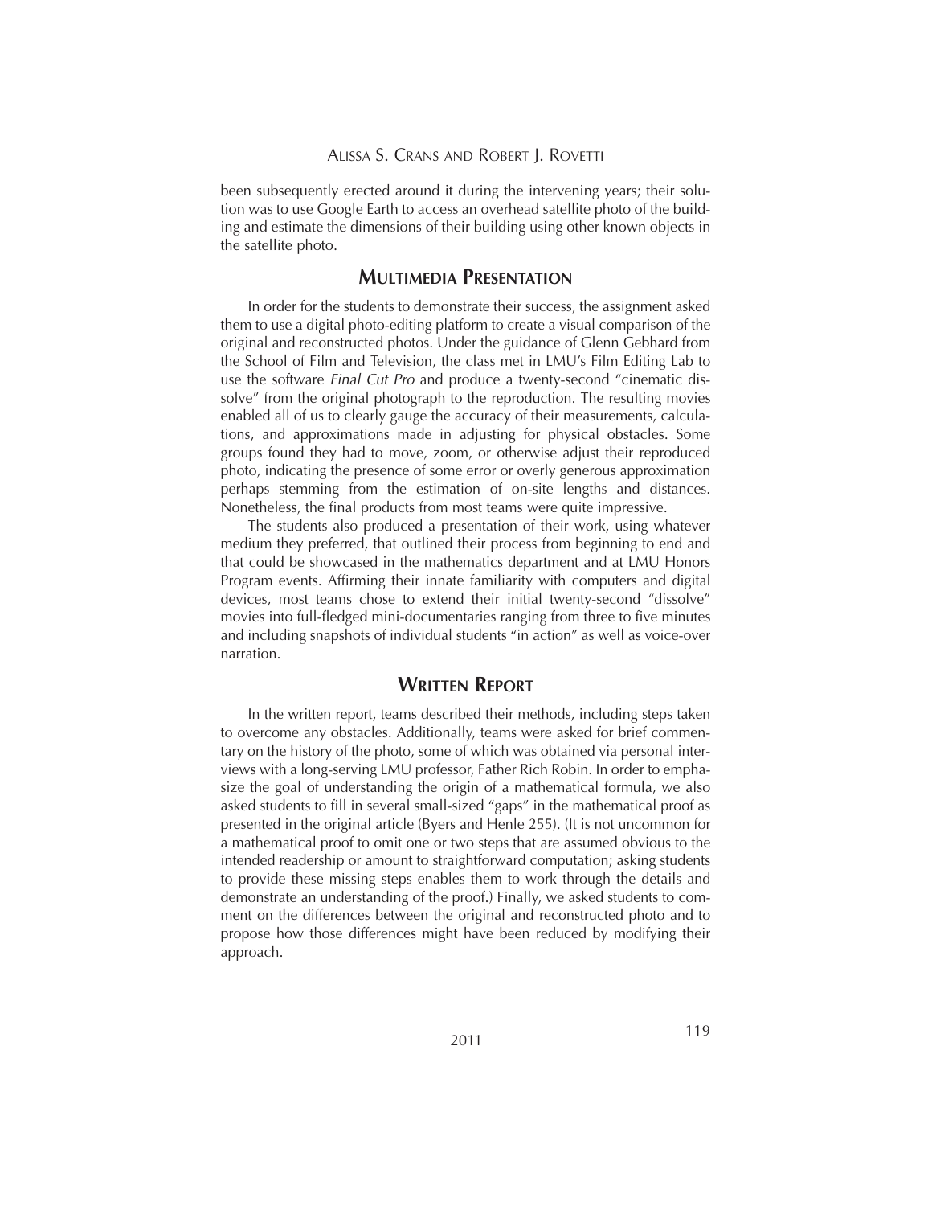been subsequently erected around it during the intervening years; their solution was to use Google Earth to access an overhead satellite photo of the building and estimate the dimensions of their building using other known objects in the satellite photo.

## Multimedia Presentation

In order for the students to demonstrate their success, the assignment asked them to use a digital photo-editing platform to create a visual comparison of the original and reconstructed photos. Under the guidance of Glenn Gebhard from the School of Film and Television, the class met in LMU's Film Editing Lab to use the software *Final Cut Pro* and produce a twenty-second "cinematic dissolve" from the original photograph to the reproduction. The resulting movies enabled all of us to clearly gauge the accuracy of their measurements, calculations, and approximations made in adjusting for physical obstacles. Some groups found they had to move, zoom, or otherwise adjust their reproduced photo, indicating the presence of some error or overly generous approximation perhaps stemming from the estimation of on-site lengths and distances. Nonetheless, the final products from most teams were quite impressive.

The students also produced a presentation of their work, using whatever medium they preferred, that outlined their process from beginning to end and that could be showcased in the mathematics department and at LMU Honors Program events. Affirming their innate familiarity with computers and digital devices, most teams chose to extend their initial twenty-second "dissolve" movies into full-fledged mini-documentaries ranging from three to five minutes and including snapshots of individual students "in action" as well as voice-over narration.

## Written Report

In the written report, teams described their methods, including steps taken to overcome any obstacles. Additionally, teams were asked for brief commentary on the history of the photo, some of which was obtained via personal interviews with a long-serving LMU professor, Father Rich Robin. In order to emphasize the goal of understanding the origin of a mathematical formula, we also asked students to fill in several small-sized "gaps" in the mathematical proof as presented in the original article (Byers and Henle 255). (It is not uncommon for a mathematical proof to omit one or two steps that are assumed obvious to the intended readership or amount to straightforward computation; asking students to provide these missing steps enables them to work through the details and demonstrate an understanding of the proof.) Finally, we asked students to comment on the differences between the original and reconstructed photo and to propose how those differences might have been reduced by modifying their approach.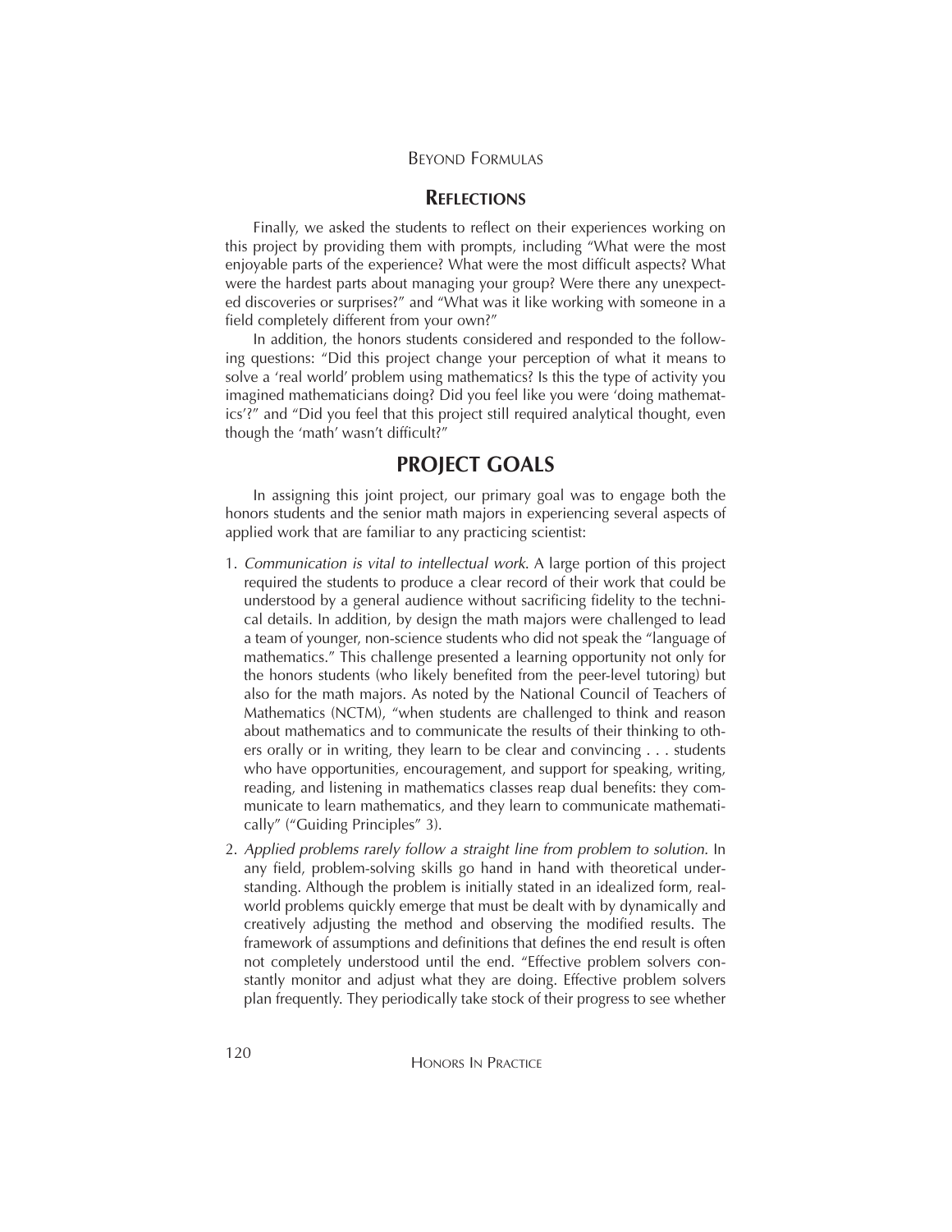## Reflections

Finally, we asked the students to reflect on their experiences working on this project by providing them with prompts, including "What were the most enjoyable parts of the experience? What were the most difficult aspects? What were the hardest parts about managing your group? Were there any unexpected discoveries or surprises?" and "What was it like working with someone in a field completely different from your own?"

In addition, the honors students considered and responded to the following questions: "Did this project change your perception of what it means to solve a 'real world' problem using mathematics? Is this the type of activity you imagined mathematicians doing? Did you feel like you were 'doing mathematics'?" and "Did you feel that this project still required analytical thought, even though the 'math' wasn't difficult?"

# PROJECT GOALS

In assigning this joint project, our primary goal was to engage both the honors students and the senior math majors in experiencing several aspects of applied work that are familiar to any practicing scientist:

1. *Communication is vital to intellectual work.* A large portion of this project required the students to produce a clear record of their work that could be understood by a general audience without sacrificing fidelity to the technical details. In addition, by design the math majors were challenged to lead a team of younger, non-science students who did not speak the "language of mathematics." This challenge presented a learning opportunity not only for the honors students (who likely benefited from the peer-level tutoring) but also for the math majors. As noted by the National Council of Teachers of Mathematics (NCTM), "when students are challenged to think and reason about mathematics and to communicate the results of their thinking to others orally or in writing, they learn to be clear and convincing . . . students who have opportunities, encouragement, and support for speaking, writing, reading, and listening in mathematics classes reap dual benefits: they communicate to learn mathematics, and they learn to communicate mathematically" ("Guiding Principles" 3).
2. *Applied problems rarely follow a straight line from problem to solution.* In any field, problem-solving skills go hand in hand with theoretical understanding. Although the problem is initially stated in an idealized form, real-world problems quickly emerge that must be dealt with by dynamically and creatively adjusting the method and observing the modified results. The framework of assumptions and definitions that defines the end result is often not completely understood until the end. "Effective problem solvers constantly monitor and adjust what they are doing. Effective problem solvers plan frequently. They periodically take stock of their progress to see whether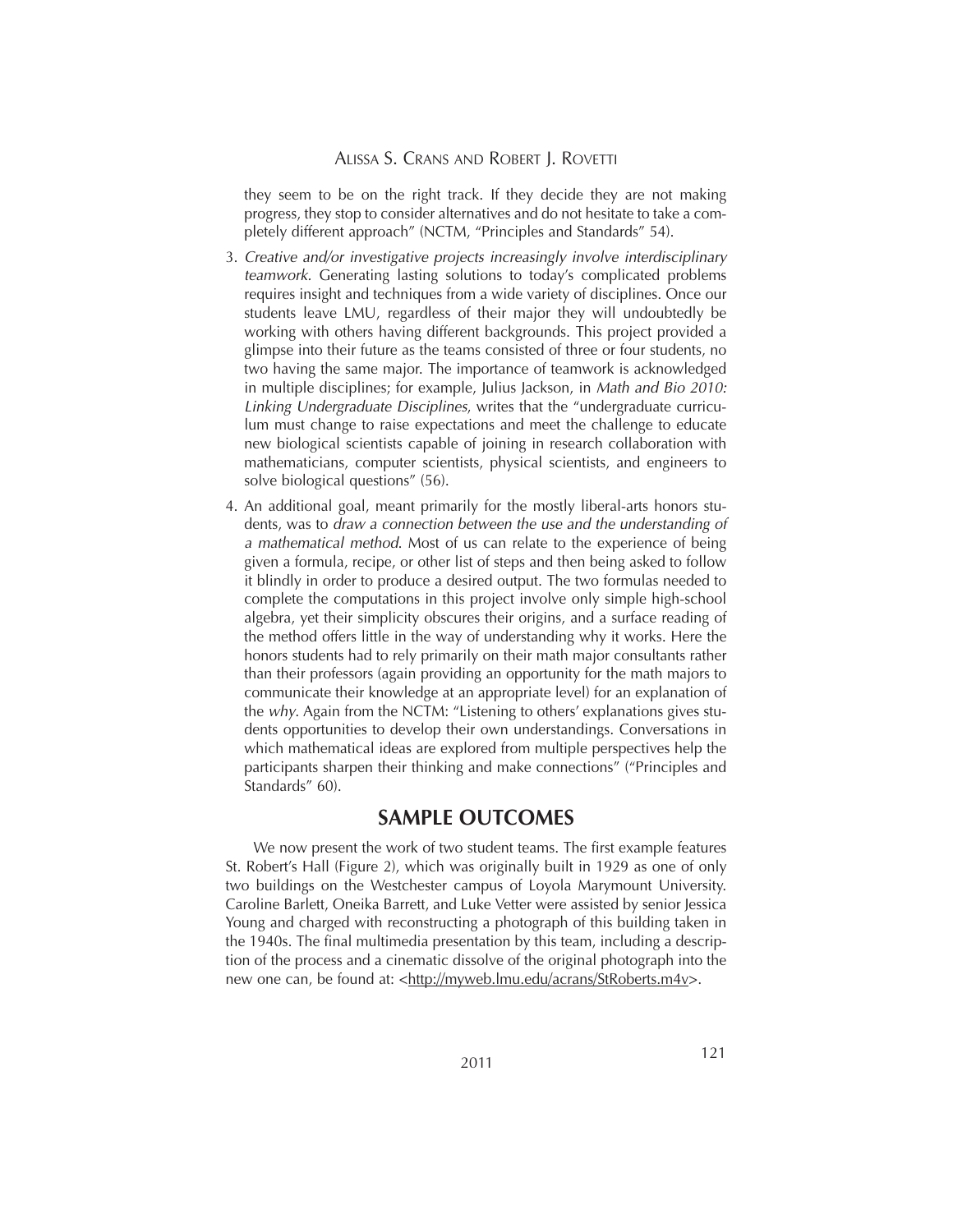they seem to be on the right track. If they decide they are not making progress, they stop to consider alternatives and do not hesitate to take a completely different approach" (NCTM, "Principles and Standards" 54).

3. *Creative and/or investigative projects increasingly involve interdisciplinary teamwork.* Generating lasting solutions to today's complicated problems requires insight and techniques from a wide variety of disciplines. Once our students leave LMU, regardless of their major they will undoubtedly be working with others having different backgrounds. This project provided a glimpse into their future as the teams consisted of three or four students, no two having the same major. The importance of teamwork is acknowledged in multiple disciplines; for example, Julius Jackson, in *Math and Bio 2010: Linking Undergraduate Disciplines*, writes that the "undergraduate curriculum must change to raise expectations and meet the challenge to educate new biological scientists capable of joining in research collaboration with mathematicians, computer scientists, physical scientists, and engineers to solve biological questions" (56).

4. An additional goal, meant primarily for the mostly liberal-arts honors students, was to *draw a connection between the use and the understanding of a mathematical method*. Most of us can relate to the experience of being given a formula, recipe, or other list of steps and then being asked to follow it blindly in order to produce a desired output. The two formulas needed to complete the computations in this project involve only simple high-school algebra, yet their simplicity obscures their origins, and a surface reading of the method offers little in the way of understanding why it works. Here the honors students had to rely primarily on their math major consultants rather than their professors (again providing an opportunity for the math majors to communicate their knowledge at an appropriate level) for an explanation of the *why*. Again from the NCTM: "Listening to others' explanations gives students opportunities to develop their own understandings. Conversations in which mathematical ideas are explored from multiple perspectives help the participants sharpen their thinking and make connections" ("Principles and Standards" 60).

## SAMPLE OUTCOMES

We now present the work of two student teams. The first example features St. Robert's Hall (Figure 2), which was originally built in 1929 as one of only two buildings on the Westchester campus of Loyola Marymount University. Caroline Barlett, Oneika Barrett, and Luke Vetter were assisted by senior Jessica Young and charged with reconstructing a photograph of this building taken in the 1940s. The final multimedia presentation by this team, including a description of the process and a cinematic dissolve of the original photograph into the new one can, be found at: <http://myweb.lmu.edu/acrans/StRoberts.m4v>.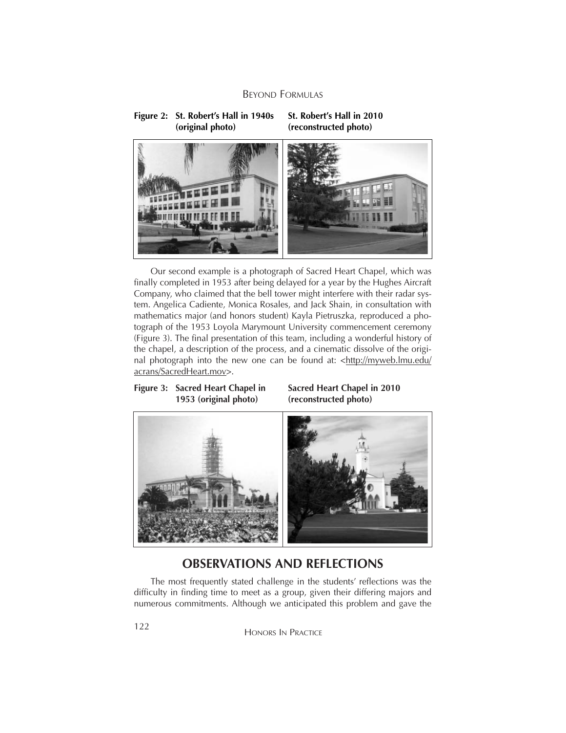**Figure 2: St. Robert's Hall in 1940s (original photo)** **St. Robert's Hall in 2010 (reconstructed photo)**

Our second example is a photograph of Sacred Heart Chapel, which was finally completed in 1953 after being delayed for a year by the Hughes Aircraft Company, who claimed that the bell tower might interfere with their radar system. Angelica Cadiente, Monica Rosales, and Jack Shain, in consultation with mathematics major (and honors student) Kayla Pietruszka, reproduced a photograph of the 1953 Loyola Marymount University commencement ceremony (Figure 3). The final presentation of this team, including a wonderful history of the chapel, a description of the process, and a cinematic dissolve of the original photograph into the new one can be found at: <http://myweb.lmu.edu/acrans/SacredHeart.mov>.

**Figure 3: Sacred Heart Chapel in 1953 (original photo)** **Sacred Heart Chapel in 2010 (reconstructed photo)**

## OBSERVATIONS AND REFLECTIONS

The most frequently stated challenge in the students' reflections was the difficulty in finding time to meet as a group, given their differing majors and numerous commitments. Although we anticipated this problem and gave the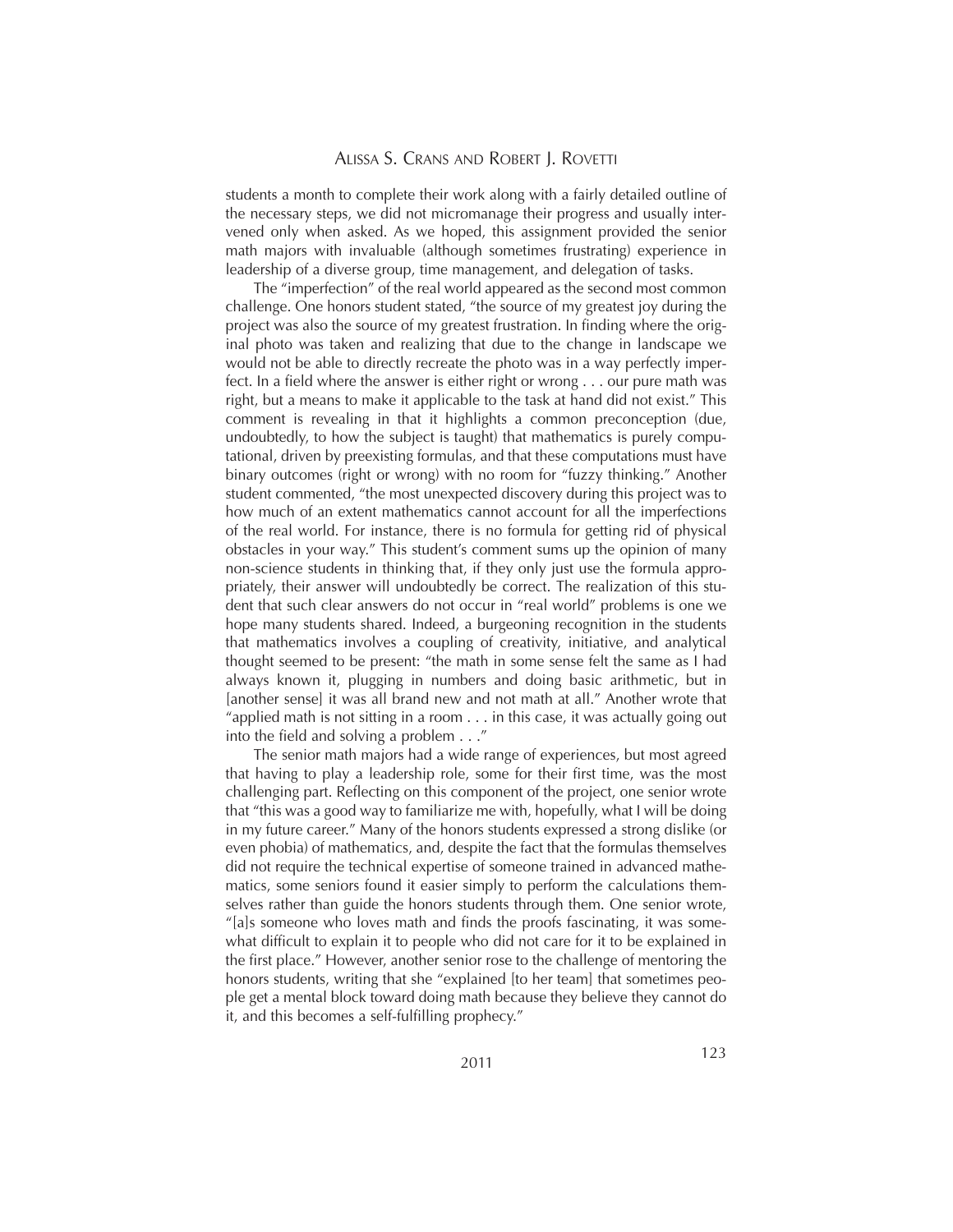students a month to complete their work along with a fairly detailed outline of the necessary steps, we did not micromanage their progress and usually intervened only when asked. As we hoped, this assignment provided the senior math majors with invaluable (although sometimes frustrating) experience in leadership of a diverse group, time management, and delegation of tasks.

The "imperfection" of the real world appeared as the second most common challenge. One honors student stated, "the source of my greatest joy during the project was also the source of my greatest frustration. In finding where the original photo was taken and realizing that due to the change in landscape we would not be able to directly recreate the photo was in a way perfectly imperfect. In a field where the answer is either right or wrong . . . our pure math was right, but a means to make it applicable to the task at hand did not exist." This comment is revealing in that it highlights a common preconception (due, undoubtedly, to how the subject is taught) that mathematics is purely computational, driven by preexisting formulas, and that these computations must have binary outcomes (right or wrong) with no room for "fuzzy thinking." Another student commented, "the most unexpected discovery during this project was to how much of an extent mathematics cannot account for all the imperfections of the real world. For instance, there is no formula for getting rid of physical obstacles in your way." This student's comment sums up the opinion of many non-science students in thinking that, if they only just use the formula appropriately, their answer will undoubtedly be correct. The realization of this student that such clear answers do not occur in "real world" problems is one we hope many students shared. Indeed, a burgeoning recognition in the students that mathematics involves a coupling of creativity, initiative, and analytical thought seemed to be present: "the math in some sense felt the same as I had always known it, plugging in numbers and doing basic arithmetic, but in [another sense] it was all brand new and not math at all." Another wrote that "applied math is not sitting in a room . . . in this case, it was actually going out into the field and solving a problem . . ."

The senior math majors had a wide range of experiences, but most agreed that having to play a leadership role, some for their first time, was the most challenging part. Reflecting on this component of the project, one senior wrote that "this was a good way to familiarize me with, hopefully, what I will be doing in my future career." Many of the honors students expressed a strong dislike (or even phobia) of mathematics, and, despite the fact that the formulas themselves did not require the technical expertise of someone trained in advanced mathematics, some seniors found it easier simply to perform the calculations themselves rather than guide the honors students through them. One senior wrote, "[a]s someone who loves math and finds the proofs fascinating, it was somewhat difficult to explain it to people who did not care for it to be explained in the first place." However, another senior rose to the challenge of mentoring the honors students, writing that she "explained [to her team] that sometimes people get a mental block toward doing math because they believe they cannot do it, and this becomes a self-fulfilling prophecy."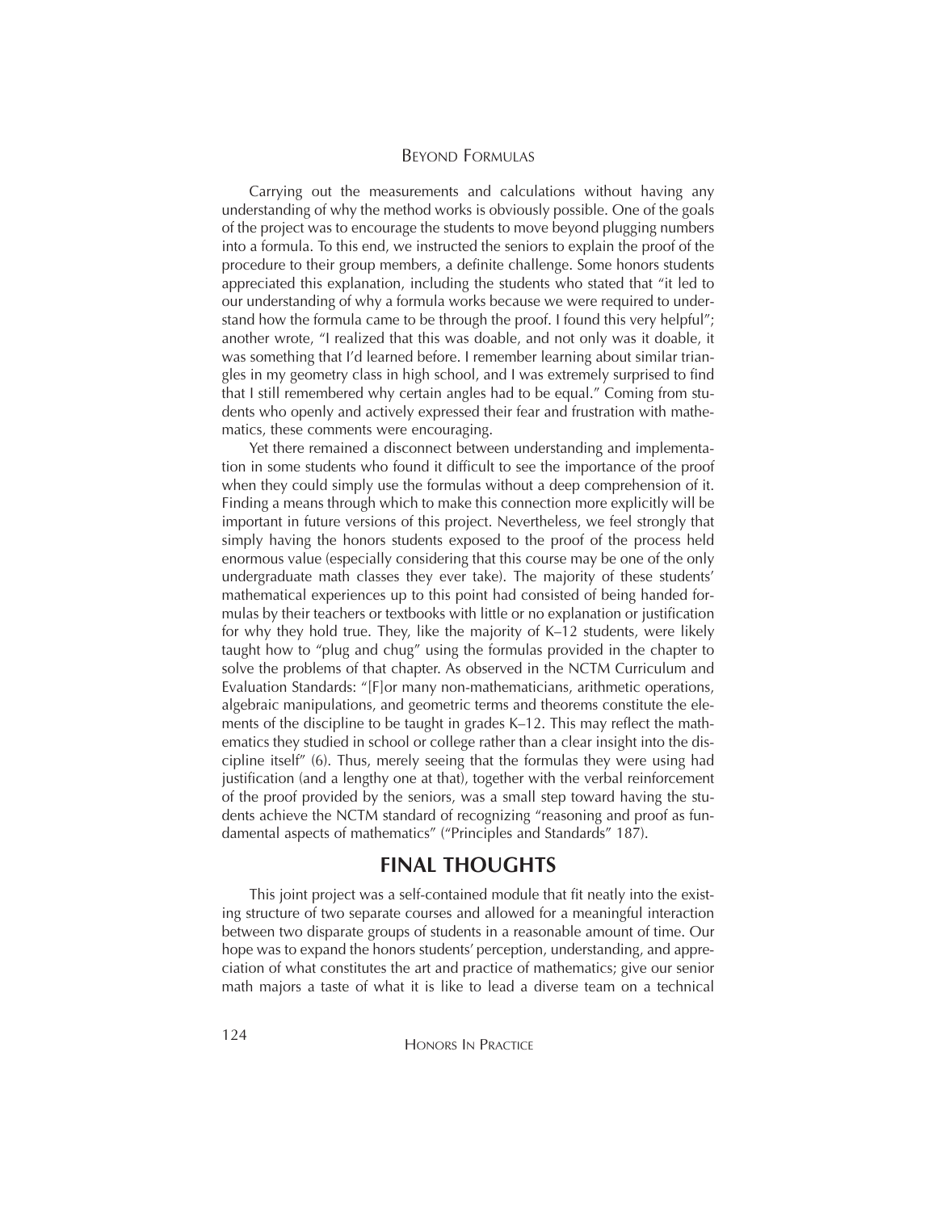Carrying out the measurements and calculations without having any understanding of why the method works is obviously possible. One of the goals of the project was to encourage the students to move beyond plugging numbers into a formula. To this end, we instructed the seniors to explain the proof of the procedure to their group members, a definite challenge. Some honors students appreciated this explanation, including the students who stated that "it led to our understanding of why a formula works because we were required to understand how the formula came to be through the proof. I found this very helpful"; another wrote, "I realized that this was doable, and not only was it doable, it was something that I'd learned before. I remember learning about similar triangles in my geometry class in high school, and I was extremely surprised to find that I still remembered why certain angles had to be equal." Coming from students who openly and actively expressed their fear and frustration with mathematics, these comments were encouraging.

Yet there remained a disconnect between understanding and implementation in some students who found it difficult to see the importance of the proof when they could simply use the formulas without a deep comprehension of it. Finding a means through which to make this connection more explicitly will be important in future versions of this project. Nevertheless, we feel strongly that simply having the honors students exposed to the proof of the process held enormous value (especially considering that this course may be one of the only undergraduate math classes they ever take). The majority of these students' mathematical experiences up to this point had consisted of being handed formulas by their teachers or textbooks with little or no explanation or justification for why they hold true. They, like the majority of K–12 students, were likely taught how to "plug and chug" using the formulas provided in the chapter to solve the problems of that chapter. As observed in the NCTM Curriculum and Evaluation Standards: "[F]or many non-mathematicians, arithmetic operations, algebraic manipulations, and geometric terms and theorems constitute the elements of the discipline to be taught in grades K–12. This may reflect the mathematics they studied in school or college rather than a clear insight into the discipline itself" (6). Thus, merely seeing that the formulas they were using had justification (and a lengthy one at that), together with the verbal reinforcement of the proof provided by the seniors, was a small step toward having the students achieve the NCTM standard of recognizing "reasoning and proof as fundamental aspects of mathematics" ("Principles and Standards" 187).

## FINAL THOUGHTS

This joint project was a self-contained module that fit neatly into the existing structure of two separate courses and allowed for a meaningful interaction between two disparate groups of students in a reasonable amount of time. Our hope was to expand the honors students' perception, understanding, and appreciation of what constitutes the art and practice of mathematics; give our senior math majors a taste of what it is like to lead a diverse team on a technical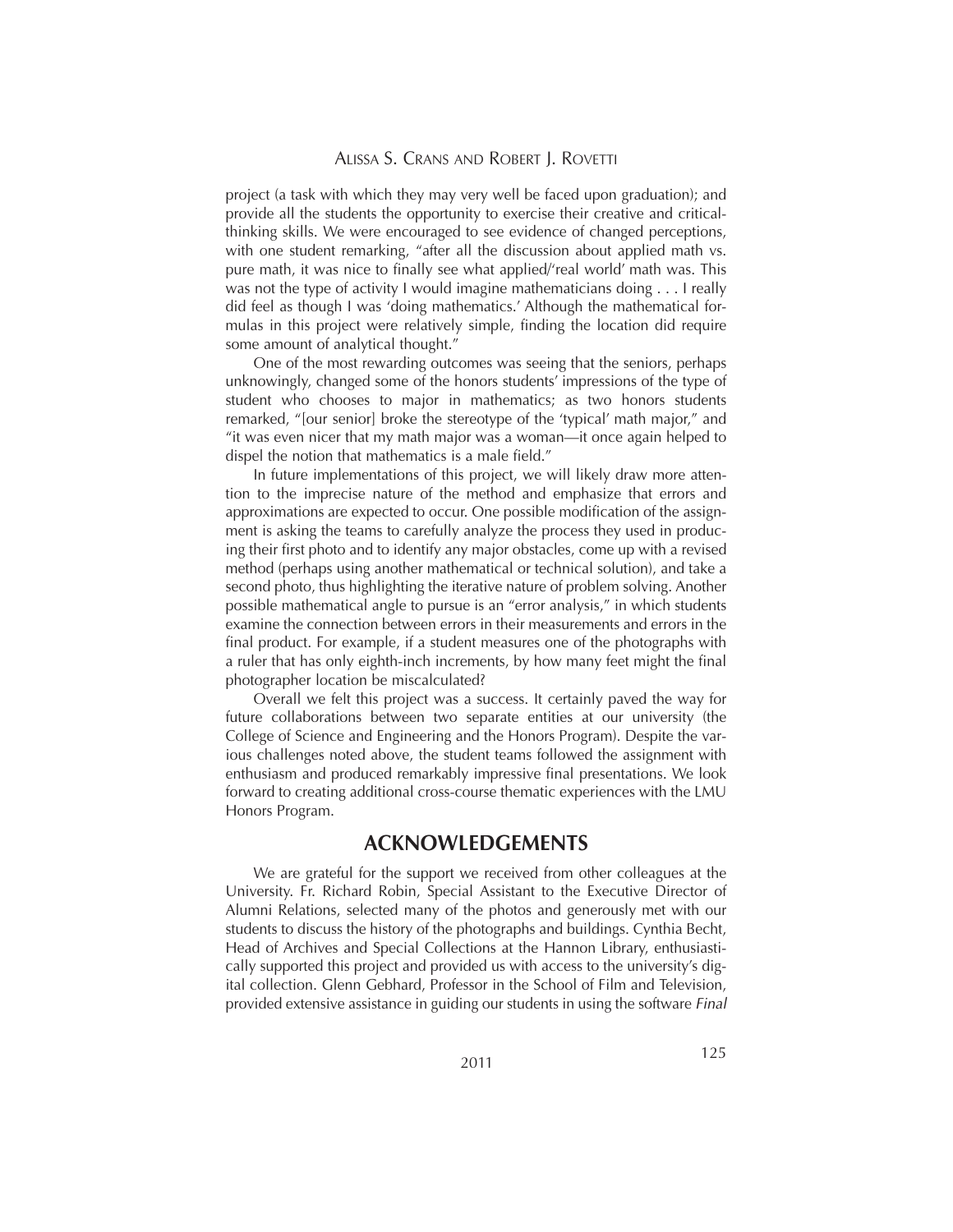project (a task with which they may very well be faced upon graduation); and provide all the students the opportunity to exercise their creative and critical-thinking skills. We were encouraged to see evidence of changed perceptions, with one student remarking, "after all the discussion about applied math vs. pure math, it was nice to finally see what applied/'real world' math was. This was not the type of activity I would imagine mathematicians doing . . . I really did feel as though I was 'doing mathematics.' Although the mathematical formulas in this project were relatively simple, finding the location did require some amount of analytical thought."

One of the most rewarding outcomes was seeing that the seniors, perhaps unknowingly, changed some of the honors students' impressions of the type of student who chooses to major in mathematics; as two honors students remarked, "[our senior] broke the stereotype of the 'typical' math major," and "it was even nicer that my math major was a woman—it once again helped to dispel the notion that mathematics is a male field."

In future implementations of this project, we will likely draw more attention to the imprecise nature of the method and emphasize that errors and approximations are expected to occur. One possible modification of the assignment is asking the teams to carefully analyze the process they used in producing their first photo and to identify any major obstacles, come up with a revised method (perhaps using another mathematical or technical solution), and take a second photo, thus highlighting the iterative nature of problem solving. Another possible mathematical angle to pursue is an "error analysis," in which students examine the connection between errors in their measurements and errors in the final product. For example, if a student measures one of the photographs with a ruler that has only eighth-inch increments, by how many feet might the final photographer location be miscalculated?

Overall we felt this project was a success. It certainly paved the way for future collaborations between two separate entities at our university (the College of Science and Engineering and the Honors Program). Despite the various challenges noted above, the student teams followed the assignment with enthusiasm and produced remarkably impressive final presentations. We look forward to creating additional cross-course thematic experiences with the LMU Honors Program.

## ACKNOWLEDGEMENTS

We are grateful for the support we received from other colleagues at the University. Fr. Richard Robin, Special Assistant to the Executive Director of Alumni Relations, selected many of the photos and generously met with our students to discuss the history of the photographs and buildings. Cynthia Becht, Head of Archives and Special Collections at the Hannon Library, enthusiastically supported this project and provided us with access to the university's digital collection. Glenn Gebhard, Professor in the School of Film and Television, provided extensive assistance in guiding our students in using the software *Final*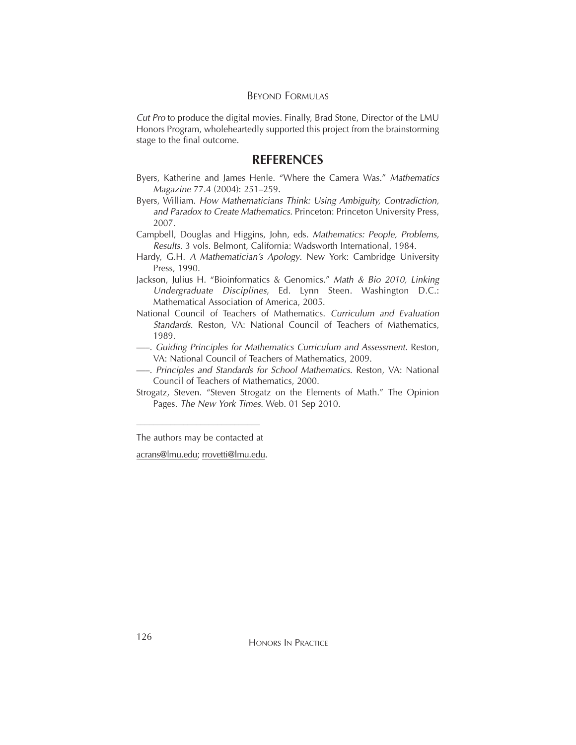*Cut Pro* to produce the digital movies. Finally, Brad Stone, Director of the LMU Honors Program, wholeheartedly supported this project from the brainstorming stage to the final outcome.

## REFERENCES

Byers, Katherine and James Henle. "Where the Camera Was." *Mathematics Magazine* 77.4 (2004): 251–259.

Byers, William. *How Mathematicians Think: Using Ambiguity, Contradiction, and Paradox to Create Mathematics*. Princeton: Princeton University Press, 2007.

Campbell, Douglas and Higgins, John, eds. *Mathematics: People, Problems, Results*. 3 vols. Belmont, California: Wadsworth International, 1984.

Hardy, G.H. *A Mathematician's Apology*. New York: Cambridge University Press, 1990.

Jackson, Julius H. "Bioinformatics & Genomics." *Math & Bio 2010, Linking Undergraduate Disciplines*, Ed. Lynn Steen. Washington D.C.: Mathematical Association of America, 2005.

National Council of Teachers of Mathematics. *Curriculum and Evaluation Standards*. Reston, VA: National Council of Teachers of Mathematics, 1989.

—. *Guiding Principles for Mathematics Curriculum and Assessment*. Reston, VA: National Council of Teachers of Mathematics, 2009.

—. *Principles and Standards for School Mathematics*. Reston, VA: National Council of Teachers of Mathematics, 2000.

Strogatz, Steven. "Steven Strogatz on the Elements of Math." The Opinion Pages. *The New York Times*. Web. 01 Sep 2010.

---

The authors may be contacted at

acrans@lmu.edu; rrovetti@lmu.edu.